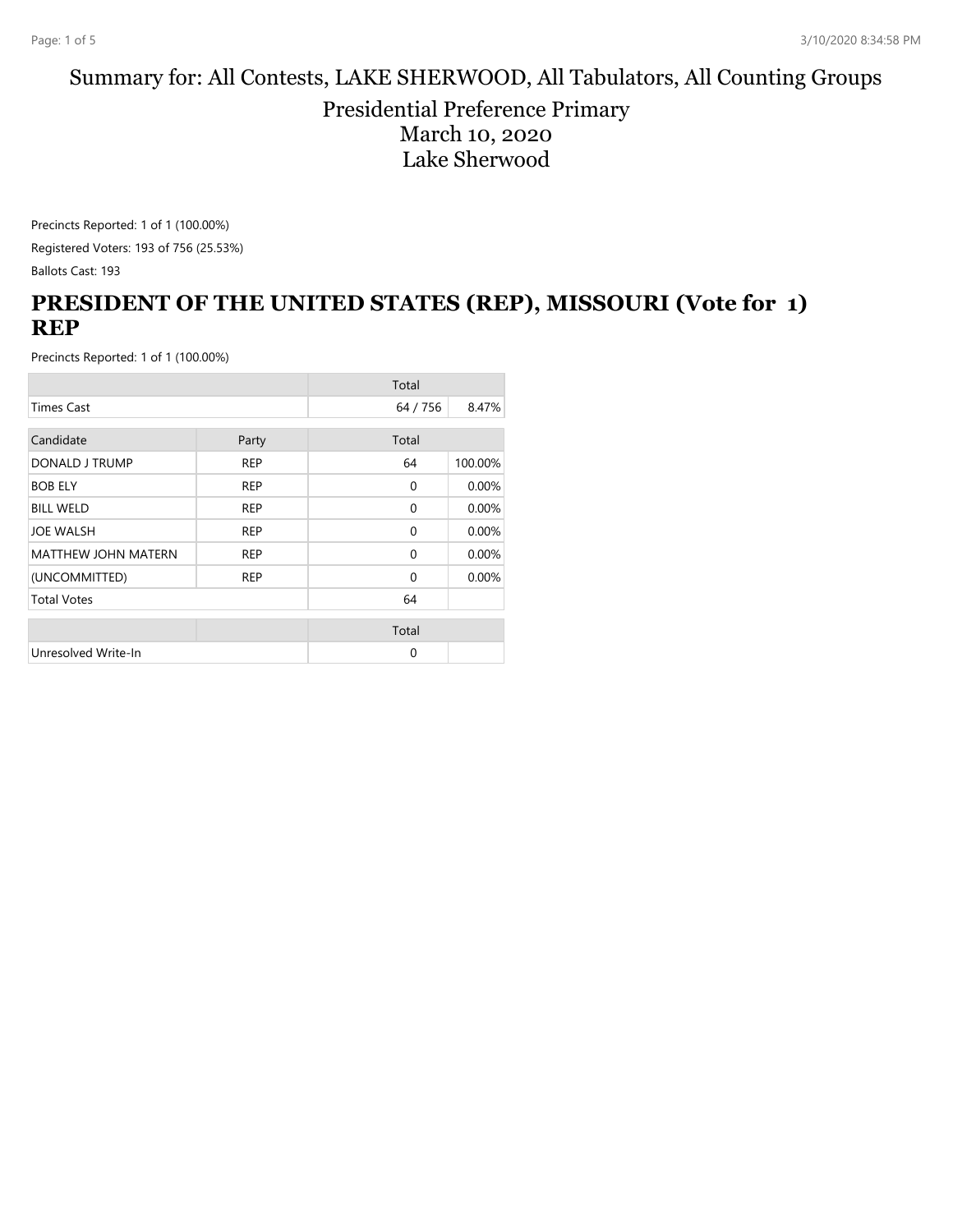# Summary for: All Contests, LAKE SHERWOOD, All Tabulators, All Counting Groups

## Presidential Preference Primary
## March 10, 2020
## Lake Sherwood

Precincts Reported: 1 of 1 (100.00%)

Registered Voters: 193 of 756 (25.53%)

Ballots Cast: 193

## PRESIDENT OF THE UNITED STATES (REP), MISSOURI (Vote for 1) REP

Precincts Reported: 1 of 1 (100.00%)

| | | Total | |
|---|---|---|---|
| Times Cast | | 64 / 756 | 8.47% |

| Candidate | Party | Total | |
|---|---|---|---|
| DONALD J TRUMP | REP | 64 | 100.00% |
| BOB ELY | REP | 0 | 0.00% |
| BILL WELD | REP | 0 | 0.00% |
| JOE WALSH | REP | 0 | 0.00% |
| MATTHEW JOHN MATERN | REP | 0 | 0.00% |
| (UNCOMMITTED) | REP | 0 | 0.00% |
| Total Votes | | 64 | |

| | | Total | |
|---|---|---|---|
| Unresolved Write-In | | 0 | |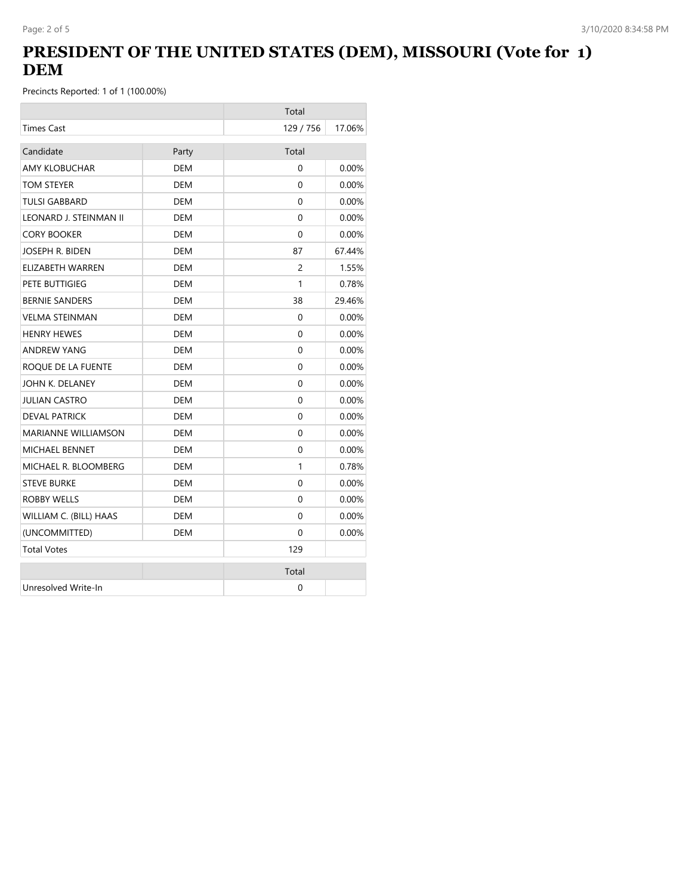# PRESIDENT OF THE UNITED STATES (DEM), MISSOURI (Vote for 1) DEM

Precincts Reported: 1 of 1 (100.00%)

| | Total | |
|---|---|---|
| Times Cast | 129 / 756 | 17.06% |

| Candidate | Party | Total | |
|---|---|---|---|
| AMY KLOBUCHAR | DEM | 0 | 0.00% |
| TOM STEYER | DEM | 0 | 0.00% |
| TULSI GABBARD | DEM | 0 | 0.00% |
| LEONARD J. STEINMAN II | DEM | 0 | 0.00% |
| CORY BOOKER | DEM | 0 | 0.00% |
| JOSEPH R. BIDEN | DEM | 87 | 67.44% |
| ELIZABETH WARREN | DEM | 2 | 1.55% |
| PETE BUTTIGIEG | DEM | 1 | 0.78% |
| BERNIE SANDERS | DEM | 38 | 29.46% |
| VELMA STEINMAN | DEM | 0 | 0.00% |
| HENRY HEWES | DEM | 0 | 0.00% |
| ANDREW YANG | DEM | 0 | 0.00% |
| ROQUE DE LA FUENTE | DEM | 0 | 0.00% |
| JOHN K. DELANEY | DEM | 0 | 0.00% |
| JULIAN CASTRO | DEM | 0 | 0.00% |
| DEVAL PATRICK | DEM | 0 | 0.00% |
| MARIANNE WILLIAMSON | DEM | 0 | 0.00% |
| MICHAEL BENNET | DEM | 0 | 0.00% |
| MICHAEL R. BLOOMBERG | DEM | 1 | 0.78% |
| STEVE BURKE | DEM | 0 | 0.00% |
| ROBBY WELLS | DEM | 0 | 0.00% |
| WILLIAM C. (BILL) HAAS | DEM | 0 | 0.00% |
| (UNCOMMITTED) | DEM | 0 | 0.00% |
| Total Votes | | 129 | |

| | | Total | |
|---|---|---|---|
| Unresolved Write-In | | 0 | |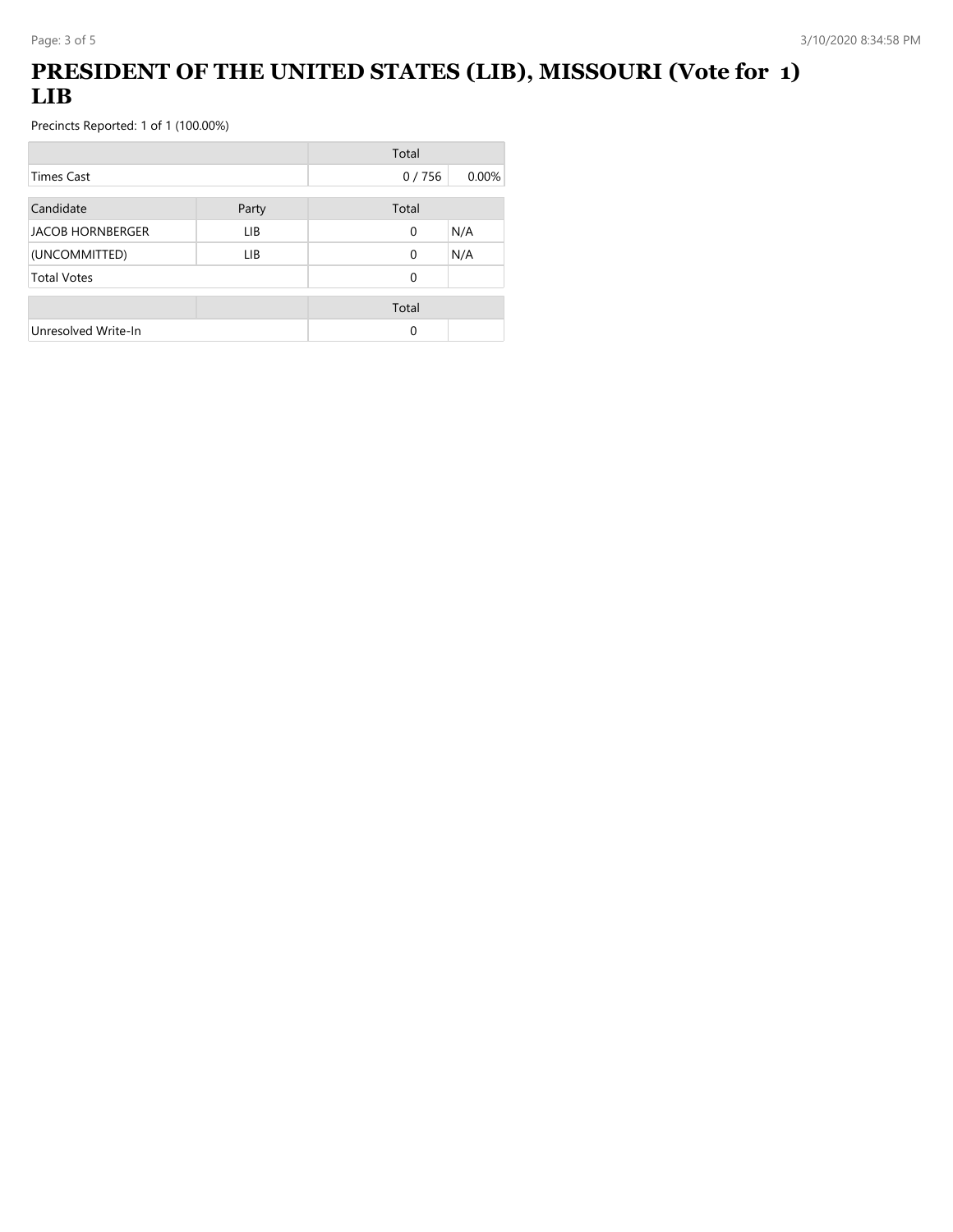# PRESIDENT OF THE UNITED STATES (LIB), MISSOURI (Vote for 1) LIB

Precincts Reported: 1 of 1 (100.00%)

| | Total | |
|---|---|---|
| Times Cast | 0 / 756 | 0.00% |

| Candidate | Party | Total | |
|---|---|---|---|
| JACOB HORNBERGER | LIB | 0 | N/A |
| (UNCOMMITTED) | LIB | 0 | N/A |
| Total Votes | | 0 | |

| | | Total | |
|---|---|---|---|
| Unresolved Write-In | | 0 | |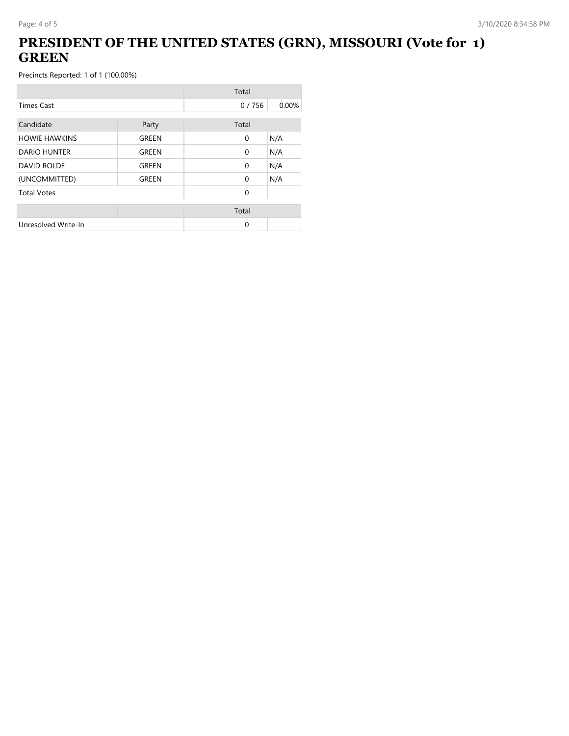# PRESIDENT OF THE UNITED STATES (GRN), MISSOURI (Vote for 1) GREEN

Precincts Reported: 1 of 1 (100.00%)

| | Total | |
|---|---|---|
| Times Cast | 0 / 756 | 0.00% |

| Candidate | Party | Total | |
|---|---|---|---|
| HOWIE HAWKINS | GREEN | 0 | N/A |
| DARIO HUNTER | GREEN | 0 | N/A |
| DAVID ROLDE | GREEN | 0 | N/A |
| (UNCOMMITTED) | GREEN | 0 | N/A |
| Total Votes | | 0 | |

| | | Total | |
|---|---|---|---|
| Unresolved Write-In | | 0 | |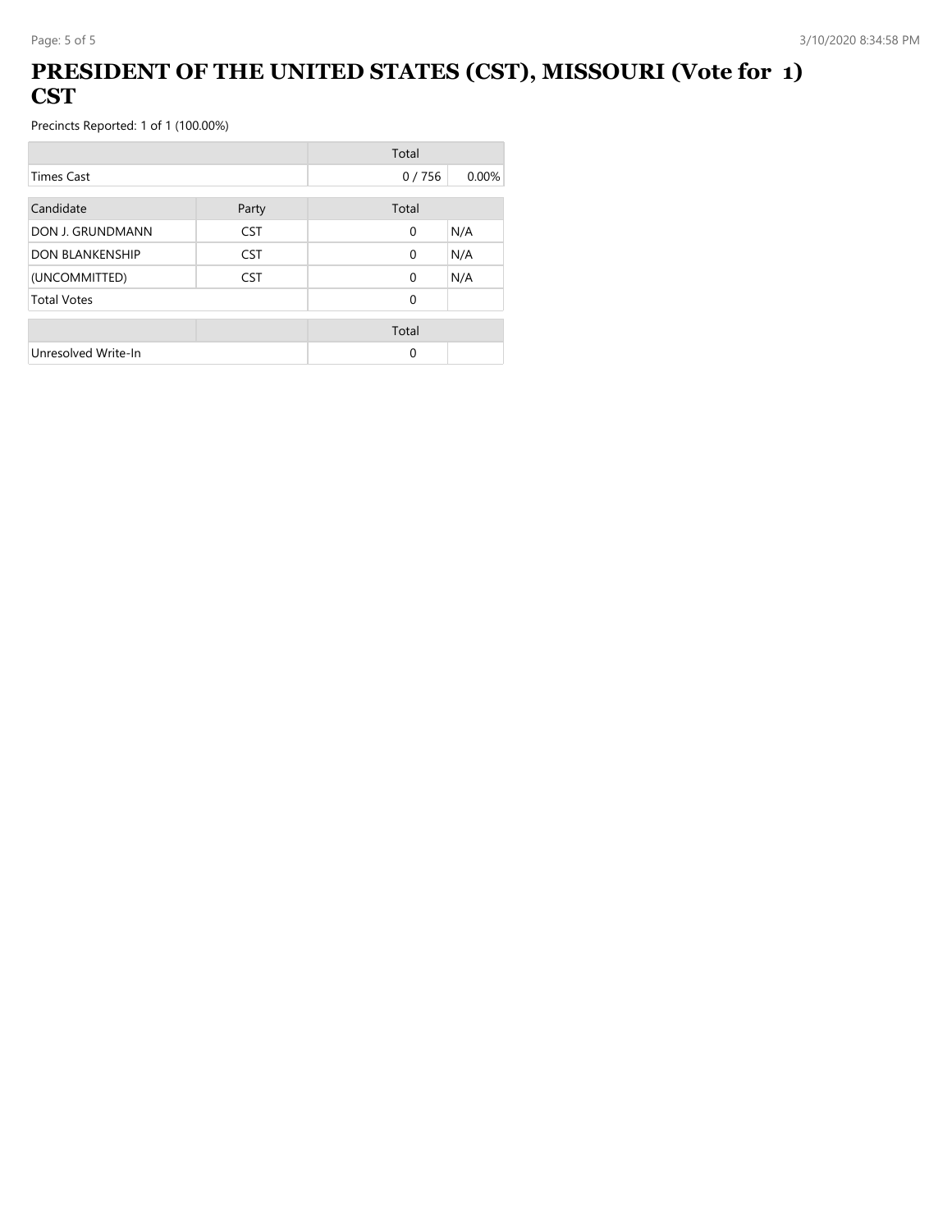# PRESIDENT OF THE UNITED STATES (CST), MISSOURI (Vote for 1) CST

Precincts Reported: 1 of 1 (100.00%)

| | | Total | |
|---|---|---|---|
| Times Cast | | 0 / 756 | 0.00% |

| Candidate | Party | Total | |
|---|---|---|---|
| DON J. GRUNDMANN | CST | 0 | N/A |
| DON BLANKENSHIP | CST | 0 | N/A |
| (UNCOMMITTED) | CST | 0 | N/A |
| Total Votes | | 0 | |

| | | Total | |
|---|---|---|---|
| Unresolved Write-In | | 0 | |